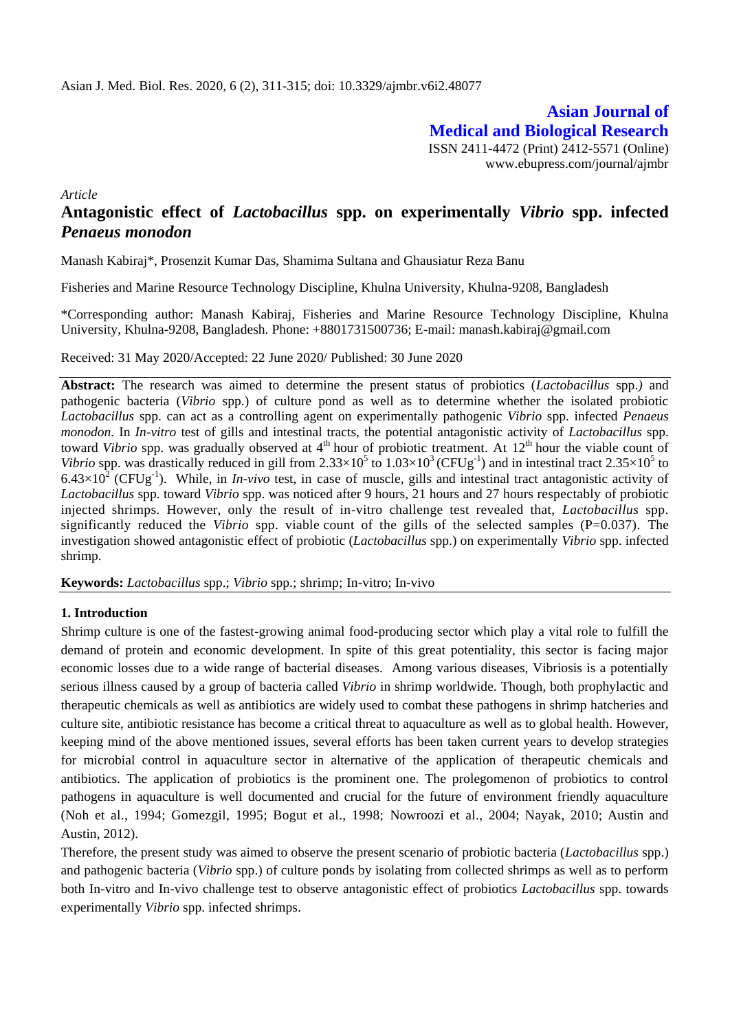*Article*

# Antagonistic effect of *Lactobacillus* spp. on experimentally *Vibrio* spp. infected *Penaeus monodon*

Manash Kabiraj*, Prosenzit Kumar Das, Shamima Sultana and Ghausiatur Reza Banu

Fisheries and Marine Resource Technology Discipline, Khulna University, Khulna-9208, Bangladesh

*Corresponding author: Manash Kabiraj, Fisheries and Marine Resource Technology Discipline, Khulna University, Khulna-9208, Bangladesh. Phone: +8801731500736; E-mail: manash.kabiraj@gmail.com

Received: 31 May 2020/Accepted: 22 June 2020/ Published: 30 June 2020

**Abstract:** The research was aimed to determine the present status of probiotics (*Lactobacillus* spp.) and pathogenic bacteria (*Vibrio* spp.) of culture pond as well as to determine whether the isolated probiotic *Lactobacillus* spp. can act as a controlling agent on experimentally pathogenic *Vibrio* spp. infected *Penaeus monodon.* In *In-vitro* test of gills and intestinal tracts, the potential antagonistic activity of *Lactobacillus* spp. toward *Vibrio* spp. was gradually observed at $4^{th}$ hour of probiotic treatment. At $12^{th}$ hour the viable count of *Vibrio* spp. was drastically reduced in gill from $2.33\times10^5$ to $1.03\times10^3$ ($CFUg^{-1}$) and in intestinal tract $2.35\times10^5$ to $6.43\times10^2$ ($CFUg^{-1}$). While, in *In-vivo* test, in case of muscle, gills and intestinal tract antagonistic activity of *Lactobacillus* spp. toward *Vibrio* spp. was noticed after 9 hours, 21 hours and 27 hours respectably of probiotic injected shrimps. However, only the result of in-vitro challenge test revealed that, *Lactobacillus* spp. significantly reduced the *Vibrio* spp. viable count of the gills of the selected samples ($P=0.037$). The investigation showed antagonistic effect of probiotic (*Lactobacillus* spp.) on experimentally *Vibrio* spp. infected shrimp.

**Keywords:** *Lactobacillus* spp.; *Vibrio* spp.; shrimp; In-vitro; In-vivo

## 1. Introduction

Shrimp culture is one of the fastest-growing animal food-producing sector which play a vital role to fulfill the demand of protein and economic development. In spite of this great potentiality, this sector is facing major economic losses due to a wide range of bacterial diseases. Among various diseases, Vibriosis is a potentially serious illness caused by a group of bacteria called *Vibrio* in shrimp worldwide. Though, both prophylactic and therapeutic chemicals as well as antibiotics are widely used to combat these pathogens in shrimp hatcheries and culture site, antibiotic resistance has become a critical threat to aquaculture as well as to global health. However, keeping mind of the above mentioned issues, several efforts has been taken current years to develop strategies for microbial control in aquaculture sector in alternative of the application of therapeutic chemicals and antibiotics. The application of probiotics is the prominent one. The prolegomenon of probiotics to control pathogens in aquaculture is well documented and crucial for the future of environment friendly aquaculture (Noh et al., 1994; Gomezgil, 1995; Bogut et al., 1998; Nowroozi et al., 2004; Nayak, 2010; Austin and Austin, 2012).

Therefore, the present study was aimed to observe the present scenario of probiotic bacteria (*Lactobacillus* spp.) and pathogenic bacteria (*Vibrio* spp.) of culture ponds by isolating from collected shrimps as well as to perform both In-vitro and In-vivo challenge test to observe antagonistic effect of probiotics *Lactobacillus* spp. towards experimentally *Vibrio* spp. infected shrimps.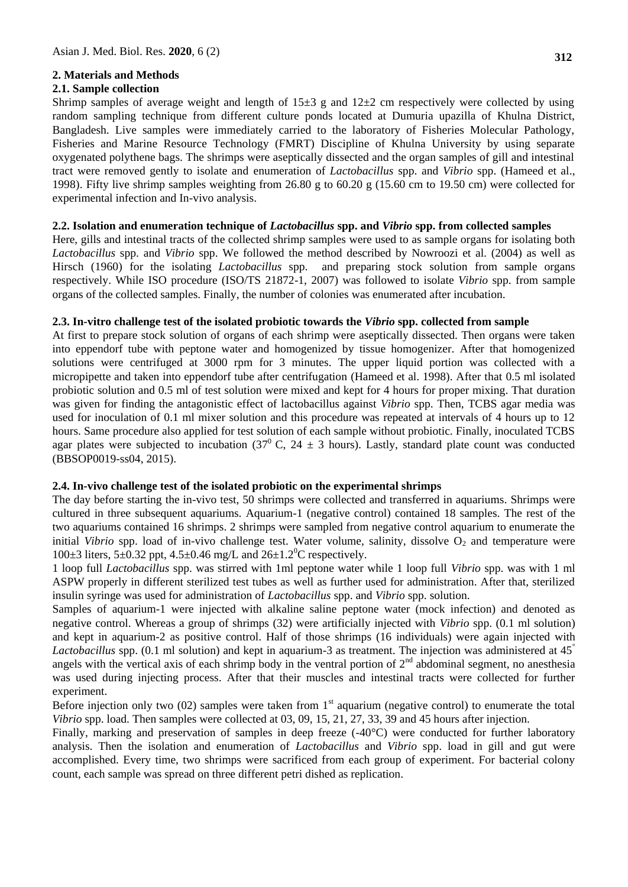## 2. Materials and Methods

### 2.1. Sample collection

Shrimp samples of average weight and length of 15±3 g and 12±2 cm respectively were collected by using random sampling technique from different culture ponds located at Dumuria upazilla of Khulna District, Bangladesh. Live samples were immediately carried to the laboratory of Fisheries Molecular Pathology, Fisheries and Marine Resource Technology (FMRT) Discipline of Khulna University by using separate oxygenated polythene bags. The shrimps were aseptically dissected and the organ samples of gill and intestinal tract were removed gently to isolate and enumeration of *Lactobacillus* spp. and *Vibrio* spp. (Hameed et al., 1998). Fifty live shrimp samples weighting from 26.80 g to 60.20 g (15.60 cm to 19.50 cm) were collected for experimental infection and In-vivo analysis.

### 2.2. Isolation and enumeration technique of *Lactobacillus* spp. and *Vibrio* spp. from collected samples

Here, gills and intestinal tracts of the collected shrimp samples were used to as sample organs for isolating both *Lactobacillus* spp. and *Vibrio* spp. We followed the method described by Nowroozi et al. (2004) as well as Hirsch (1960) for the isolating *Lactobacillus* spp. and preparing stock solution from sample organs respectively. While ISO procedure (ISO/TS 21872-1, 2007) was followed to isolate *Vibrio* spp. from sample organs of the collected samples. Finally, the number of colonies was enumerated after incubation.

### 2.3. In-vitro challenge test of the isolated probiotic towards the *Vibrio* spp. collected from sample

At first to prepare stock solution of organs of each shrimp were aseptically dissected. Then organs were taken into eppendorf tube with peptone water and homogenized by tissue homogenizer. After that homogenized solutions were centrifuged at 3000 rpm for 3 minutes. The upper liquid portion was collected with a micropipette and taken into eppendorf tube after centrifugation (Hameed et al. 1998). After that 0.5 ml isolated probiotic solution and 0.5 ml of test solution were mixed and kept for 4 hours for proper mixing. That duration was given for finding the antagonistic effect of lactobacillus against *Vibrio* spp. Then, TCBS agar media was used for inoculation of 0.1 ml mixer solution and this procedure was repeated at intervals of 4 hours up to 12 hours. Same procedure also applied for test solution of each sample without probiotic. Finally, inoculated TCBS agar plates were subjected to incubation ($37^0$ C, 24 ± 3 hours). Lastly, standard plate count was conducted (BBSOP0019-ss04, 2015).

### 2.4. In-vivo challenge test of the isolated probiotic on the experimental shrimps

The day before starting the in-vivo test, 50 shrimps were collected and transferred in aquariums. Shrimps were cultured in three subsequent aquariums. Aquarium-1 (negative control) contained 18 samples. The rest of the two aquariums contained 16 shrimps. 2 shrimps were sampled from negative control aquarium to enumerate the initial *Vibrio* spp. load of in-vivo challenge test. Water volume, salinity, dissolve $O_2$ and temperature were 100±3 liters, 5±0.32 ppt, 4.5±0.46 mg/L and 26±1.2$^0$C respectively.

1 loop full *Lactobacillus* spp. was stirred with 1ml peptone water while 1 loop full *Vibrio* spp. was with 1 ml ASPW properly in different sterilized test tubes as well as further used for administration. After that, sterilized insulin syringe was used for administration of *Lactobacillus* spp. and *Vibrio* spp. solution.

Samples of aquarium-1 were injected with alkaline saline peptone water (mock infection) and denoted as negative control. Whereas a group of shrimps (32) were artificially injected with *Vibrio* spp. (0.1 ml solution) and kept in aquarium-2 as positive control. Half of those shrimps (16 individuals) were again injected with *Lactobacillus* spp. (0.1 ml solution) and kept in aquarium-3 as treatment. The injection was administered at 45° angels with the vertical axis of each shrimp body in the ventral portion of 2nd abdominal segment, no anesthesia was used during injecting process. After that their muscles and intestinal tracts were collected for further experiment.

Before injection only two (02) samples were taken from 1st aquarium (negative control) to enumerate the total *Vibrio* spp. load. Then samples were collected at 03, 09, 15, 21, 27, 33, 39 and 45 hours after injection.

Finally, marking and preservation of samples in deep freeze (-40°C) were conducted for further laboratory analysis. Then the isolation and enumeration of *Lactobacillus* and *Vibrio* spp. load in gill and gut were accomplished. Every time, two shrimps were sacrificed from each group of experiment. For bacterial colony count, each sample was spread on three different petri dished as replication.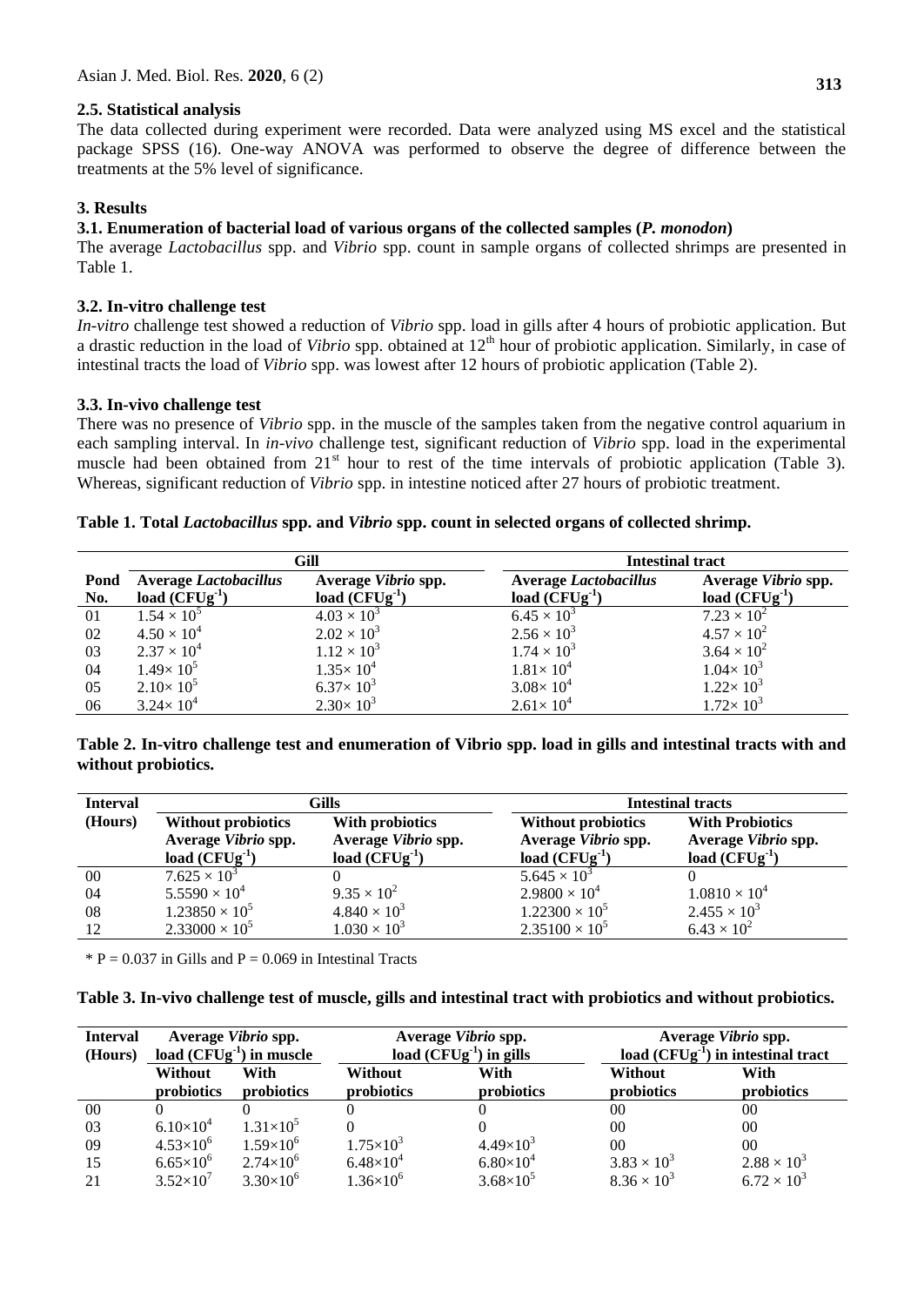### 2.5. Statistical analysis

The data collected during experiment were recorded. Data were analyzed using MS excel and the statistical package SPSS (16). One-way ANOVA was performed to observe the degree of difference between the treatments at the 5% level of significance.

## 3. Results

### 3.1. Enumeration of bacterial load of various organs of the collected samples (*P. monodon*)

The average *Lactobacillus* spp. and *Vibrio* spp. count in sample organs of collected shrimps are presented in Table 1.

### 3.2. In-vitro challenge test

*In-vitro* challenge test showed a reduction of *Vibrio* spp. load in gills after 4 hours of probiotic application. But a drastic reduction in the load of *Vibrio* spp. obtained at 12[th] hour of probiotic application. Similarly, in case of intestinal tracts the load of *Vibrio* spp. was lowest after 12 hours of probiotic application (Table 2).

### 3.3. In-vivo challenge test

There was no presence of *Vibrio* spp. in the muscle of the samples taken from the negative control aquarium in each sampling interval. In *in-vivo* challenge test, significant reduction of *Vibrio* spp. load in the experimental muscle had been obtained from 21[st] hour to rest of the time intervals of probiotic application (Table 3). Whereas, significant reduction of *Vibrio* spp. in intestine noticed after 27 hours of probiotic treatment.

**Table 1. Total *Lactobacillus* spp. and *Vibrio* spp. count in selected organs of collected shrimp.**

| Pond No. | Gill | | Intestinal tract | |
|---|---|---|---|---|
| | **Average *Lactobacillus* load ($CFUg^{-1}$)** | **Average *Vibrio* spp. load ($CFUg^{-1}$)** | **Average *Lactobacillus* load ($CFUg^{-1}$)** | **Average *Vibrio* spp. load ($CFUg^{-1}$)** |
| 01 | $1.54 \times 10^5$ | $4.03 \times 10^3$ | $6.45 \times 10^3$ | $7.23 \times 10^2$ |
| 02 | $4.50 \times 10^4$ | $2.02 \times 10^3$ | $2.56 \times 10^3$ | $4.57 \times 10^2$ |
| 03 | $2.37 \times 10^4$ | $1.12 \times 10^3$ | $1.74 \times 10^3$ | $3.64 \times 10^2$ |
| 04 | $1.49 \times 10^5$ | $1.35 \times 10^4$ | $1.81 \times 10^4$ | $1.04 \times 10^3$ |
| 05 | $2.10 \times 10^5$ | $6.37 \times 10^3$ | $3.08 \times 10^4$ | $1.22 \times 10^3$ |
| 06 | $3.24 \times 10^4$ | $2.30 \times 10^3$ | $2.61 \times 10^4$ | $1.72 \times 10^3$ |

**Table 2. In-vitro challenge test and enumeration of Vibrio spp. load in gills and intestinal tracts with and without probiotics.**

| Interval (Hours) | Gills | | Intestinal tracts | |
|---|---|---|---|---|
| | **Without probiotics Average *Vibrio* spp. load ($CFUg^{-1}$)** | **With probiotics Average *Vibrio* spp. load ($CFUg^{-1}$)** | **Without probiotics Average *Vibrio* spp. load ($CFUg^{-1}$)** | **With Probiotics Average *Vibrio* spp. load ($CFUg^{-1}$)** |
| 00 | $7.625 \times 10^3$ | 0 | $5.645 \times 10^3$ | 0 |
| 04 | $5.5590 \times 10^4$ | $9.35 \times 10^2$ | $2.9800 \times 10^4$ | $1.0810 \times 10^4$ |
| 08 | $1.23850 \times 10^5$ | $4.840 \times 10^3$ | $1.22300 \times 10^5$ | $2.455 \times 10^3$ |
| 12 | $2.33000 \times 10^5$ | $1.030 \times 10^3$ | $2.35100 \times 10^5$ | $6.43 \times 10^2$ |

* $P = 0.037$ in Gills and $P = 0.069$ in Intestinal Tracts

**Table 3. In-vivo challenge test of muscle, gills and intestinal tract with probiotics and without probiotics.**

| Interval (Hours) | Average *Vibrio* spp. load ($CFUg^{-1}$) in muscle | | Average *Vibrio* spp. load ($CFUg^{-1}$) in gills | | Average *Vibrio* spp. load ($CFUg^{-1}$) in intestinal tract | |
|---|---|---|---|---|---|---|
| | **Without probiotics** | **With probiotics** | **Without probiotics** | **With probiotics** | **Without probiotics** | **With probiotics** |
| 00 | 0 | 0 | 0 | 0 | 00 | 00 |
| 03 | $6.10\times10^4$ | $1.31\times10^5$ | 0 | 0 | 00 | 00 |
| 09 | $4.53\times10^6$ | $1.59\times10^6$ | $1.75\times10^3$ | $4.49\times10^3$ | 00 | 00 |
| 15 | $6.65\times10^6$ | $2.74\times10^6$ | $6.48\times10^4$ | $6.80\times10^4$ | $3.83 \times 10^3$ | $2.88 \times 10^3$ |
| 21 | $3.52\times10^7$ | $3.30\times10^6$ | $1.36\times10^6$ | $3.68\times10^5$ | $8.36 \times 10^3$ | $6.72 \times 10^3$ |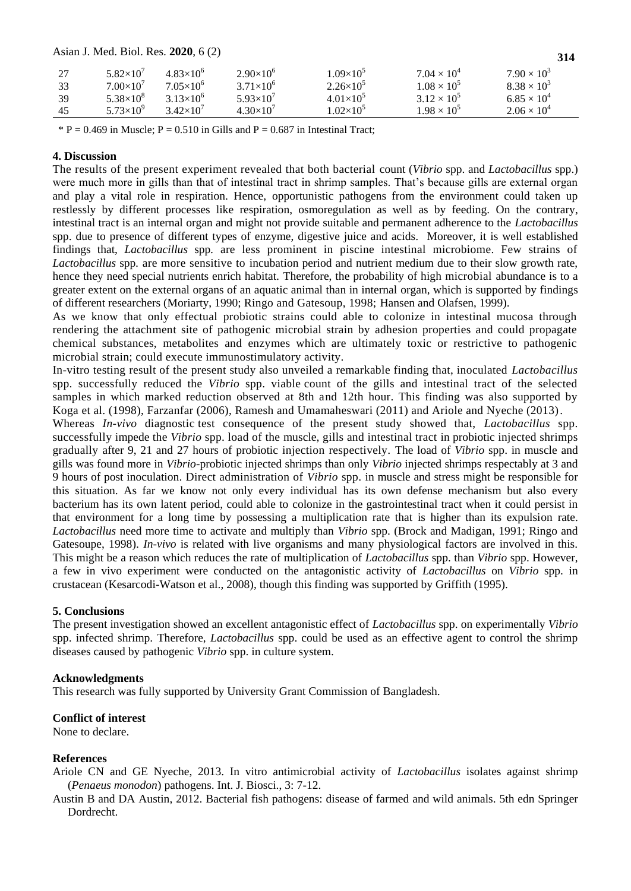| 27 | $5.82\times10^7$ | $4.83\times10^6$ | $2.90\times10^6$ | $1.09\times10^5$ | $7.04 \times 10^4$ | $7.90 \times 10^3$ |
|---|---|---|---|---|---|---|
| 33 | $7.00\times10^7$ | $7.05\times10^6$ | $3.71\times10^6$ | $2.26\times10^5$ | $1.08 \times 10^5$ | $8.38 \times 10^3$ |
| 39 | $5.38\times10^8$ | $3.13\times10^6$ | $5.93\times10^7$ | $4.01\times10^5$ | $3.12 \times 10^5$ | $6.85 \times 10^4$ |
| 45 | $5.73\times10^9$ | $3.42\times10^7$ | $4.30\times10^7$ | $1.02\times10^5$ | $1.98 \times 10^5$ | $2.06 \times 10^4$ |

\* P = 0.469 in Muscle; P = 0.510 in Gills and P = 0.687 in Intestinal Tract;

## 4. Discussion

The results of the present experiment revealed that both bacterial count (*Vibrio* spp. and *Lactobacillus* spp.) were much more in gills than that of intestinal tract in shrimp samples. That's because gills are external organ and play a vital role in respiration. Hence, opportunistic pathogens from the environment could taken up restlessly by different processes like respiration, osmoregulation as well as by feeding. On the contrary, intestinal tract is an internal organ and might not provide suitable and permanent adherence to the *Lactobacillus* spp. due to presence of different types of enzyme, digestive juice and acids. Moreover, it is well established findings that, *Lactobacillus* spp. are less prominent in piscine intestinal microbiome. Few strains of *Lactobacillus* spp. are more sensitive to incubation period and nutrient medium due to their slow growth rate, hence they need special nutrients enrich habitat. Therefore, the probability of high microbial abundance is to a greater extent on the external organs of an aquatic animal than in internal organ, which is supported by findings of different researchers (Moriarty, 1990; Ringo and Gatesoup, 1998; Hansen and Olafsen, 1999).

As we know that only effectual probiotic strains could able to colonize in intestinal mucosa through rendering the attachment site of pathogenic microbial strain by adhesion properties and could propagate chemical substances, metabolites and enzymes which are ultimately toxic or restrictive to pathogenic microbial strain; could execute immunostimulatory activity.

In-vitro testing result of the present study also unveiled a remarkable finding that, inoculated *Lactobacillus* spp. successfully reduced the *Vibrio* spp. viable count of the gills and intestinal tract of the selected samples in which marked reduction observed at 8th and 12th hour. This finding was also supported by Koga et al. (1998), Farzanfar (2006), Ramesh and Umamaheswari (2011) and Ariole and Nyeche (2013).

Whereas *In-vivo* diagnostic test consequence of the present study showed that, *Lactobacillus* spp. successfully impede the *Vibrio* spp. load of the muscle, gills and intestinal tract in probiotic injected shrimps gradually after 9, 21 and 27 hours of probiotic injection respectively. The load of *Vibrio* spp. in muscle and gills was found more in *Vibrio*-probiotic injected shrimps than only *Vibrio* injected shrimps respectably at 3 and 9 hours of post inoculation. Direct administration of *Vibrio* spp. in muscle and stress might be responsible for this situation. As far we know not only every individual has its own defense mechanism but also every bacterium has its own latent period, could able to colonize in the gastrointestinal tract when it could persist in that environment for a long time by possessing a multiplication rate that is higher than its expulsion rate. *Lactobacillus* need more time to activate and multiply than *Vibrio* spp. (Brock and Madigan, 1991; Ringo and Gatesoupe, 1998). *In-vivo* is related with live organisms and many physiological factors are involved in this. This might be a reason which reduces the rate of multiplication of *Lactobacillus* spp. than *Vibrio* spp. However, a few in vivo experiment were conducted on the antagonistic activity of *Lactobacillus* on *Vibrio* spp. in crustacean (Kesarcodi-Watson et al., 2008), though this finding was supported by Griffith (1995).

## 5. Conclusions

The present investigation showed an excellent antagonistic effect of *Lactobacillus* spp. on experimentally *Vibrio* spp. infected shrimp. Therefore, *Lactobacillus* spp. could be used as an effective agent to control the shrimp diseases caused by pathogenic *Vibrio* spp. in culture system.

### Acknowledgments

This research was fully supported by University Grant Commission of Bangladesh.

### Conflict of interest

None to declare.

### References

Ariole CN and GE Nyeche, 2013. In vitro antimicrobial activity of *Lactobacillus* isolates against shrimp (*Penaeus monodon*) pathogens. Int. J. Biosci., 3: 7-12.

Austin B and DA Austin, 2012. Bacterial fish pathogens: disease of farmed and wild animals. 5th edn Springer Dordrecht.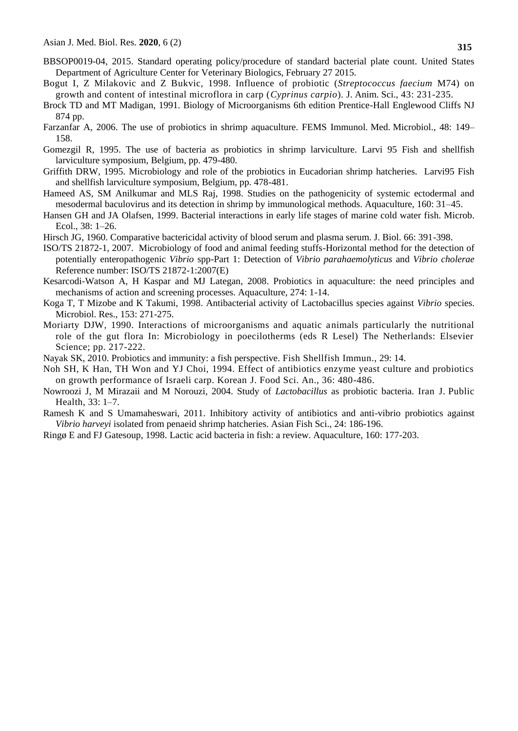BBSOP0019-04, 2015. Standard operating policy/procedure of standard bacterial plate count. United States Department of Agriculture Center for Veterinary Biologics, February 27 2015.

Bogut I, Z Milakovic and Z Bukvic, 1998. Influence of probiotic (*Streptococcus faecium* M74) on growth and content of intestinal microflora in carp (*Cyprinus carpio*). J. Anim. Sci., 43: 231-235.

Brock TD and MT Madigan, 1991. Biology of Microorganisms 6th edition Prentice-Hall Englewood Cliffs NJ 874 pp.

Farzanfar A, 2006. The use of probiotics in shrimp aquaculture. FEMS Immunol. Med. Microbiol., 48: 149–158.

Gomezgil R, 1995. The use of bacteria as probiotics in shrimp larviculture. Larvi 95 Fish and shellfish larviculture symposium, Belgium, pp. 479-480.

Griffith DRW, 1995. Microbiology and role of the probiotics in Eucadorian shrimp hatcheries. Larvi95 Fish and shellfish larviculture symposium, Belgium, pp. 478-481.

Hameed AS, SM Anilkumar and MLS Raj, 1998. Studies on the pathogenicity of systemic ectodermal and mesodermal baculovirus and its detection in shrimp by immunological methods. Aquaculture, 160: 31–45.

Hansen GH and JA Olafsen, 1999. Bacterial interactions in early life stages of marine cold water fish. Microb. Ecol., 38: 1–26.

Hirsch JG, 1960. Comparative bactericidal activity of blood serum and plasma serum. J. Biol. 66: 391-398.

ISO/TS 21872-1, 2007. Microbiology of food and animal feeding stuffs-Horizontal method for the detection of potentially enteropathogenic *Vibrio* spp-Part 1: Detection of *Vibrio parahaemolyticus* and *Vibrio cholerae* Reference number: ISO/TS 21872-1:2007(E)

Kesarcodi-Watson A, H Kaspar and MJ Lategan, 2008. Probiotics in aquaculture: the need principles and mechanisms of action and screening processes. Aquaculture, 274: 1-14.

Koga T, T Mizobe and K Takumi, 1998. Antibacterial activity of Lactobacillus species against *Vibrio* species. Microbiol. Res., 153: 271-275.

Moriarty DJW, 1990. Interactions of microorganisms and aquatic animals particularly the nutritional role of the gut flora In: Microbiology in poecilotherms (eds R Lesel) The Netherlands: Elsevier Science; pp. 217-222.

Nayak SK, 2010. Probiotics and immunity: a fish perspective. Fish Shellfish Immun., 29: 14.

Noh SH, K Han, TH Won and YJ Choi, 1994. Effect of antibiotics enzyme yeast culture and probiotics on growth performance of Israeli carp. Korean J. Food Sci. An., 36: 480-486.

Nowroozi J, M Mirazaii and M Norouzi, 2004. Study of *Lactobacillus* as probiotic bacteria. Iran J. Public Health, 33: 1–7.

Ramesh K and S Umamaheswari, 2011. Inhibitory activity of antibiotics and anti-vibrio probiotics against *Vibrio harveyi* isolated from penaeid shrimp hatcheries. Asian Fish Sci., 24: 186-196.

Ringø E and FJ Gatesoup, 1998. Lactic acid bacteria in fish: a review. Aquaculture, 160: 177-203.